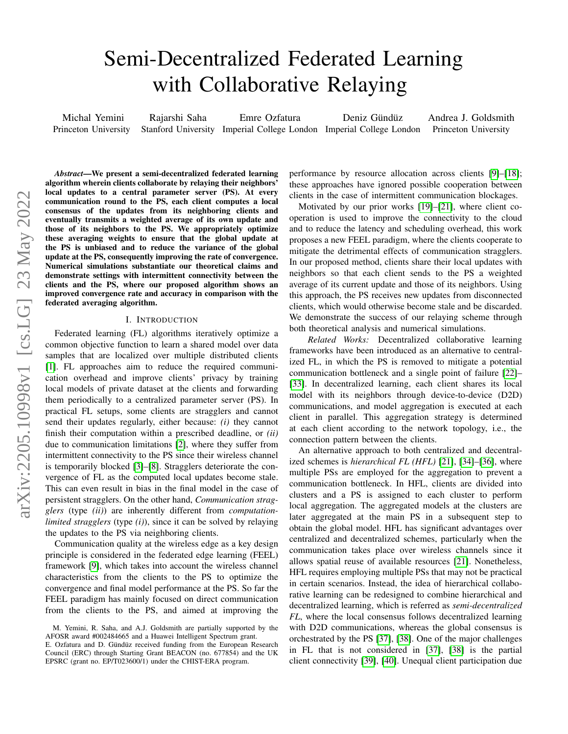# Semi-Decentralized Federated Learning with Collaborative Relaying

Michal Yemini, Princeton University
Rajarshi Saha, Stanford University
Emre Ozfatura, Imperial College London
Deniz Gündüz, Imperial College London
Andrea J. Goldsmith, Princeton University

***Abstract*—We present a semi-decentralized federated learning algorithm wherein clients collaborate by relaying their neighbors' local updates to a central parameter server (PS). At every communication round to the PS, each client computes a local consensus of the updates from its neighboring clients and eventually transmits a weighted average of its own update and those of its neighbors to the PS. We appropriately optimize these averaging weights to ensure that the global update at the PS is unbiased and to reduce the variance of the global update at the PS, consequently improving the rate of convergence. Numerical simulations substantiate our theoretical claims and demonstrate settings with intermittent connectivity between the clients and the PS, where our proposed algorithm shows an improved convergence rate and accuracy in comparison with the federated averaging algorithm.**

## I. Introduction

Federated learning (FL) algorithms iteratively optimize a common objective function to learn a shared model over data samples that are localized over multiple distributed clients [1]. FL approaches aim to reduce the required communication overhead and improve clients' privacy by training local models of private dataset at the clients and forwarding them periodically to a centralized parameter server (PS). In practical FL setups, some clients are stragglers and cannot send their updates regularly, either because: *(i)* they cannot finish their computation within a prescribed deadline, or *(ii)* due to communication limitations [2], where they suffer from intermittent connectivity to the PS since their wireless channel is temporarily blocked [3]–[8]. Stragglers deteriorate the convergence of FL as the computed local updates become stale. This can even result in bias in the final model in the case of persistent stragglers. On the other hand, *Communication stragglers* (type *(ii)*) are inherently different from *computation-limited stragglers* (type *(i)*), since it can be solved by relaying the updates to the PS via neighboring clients.

Communication quality at the wireless edge as a key design principle is considered in the federated edge learning (FEEL) framework [9], which takes into account the wireless channel characteristics from the clients to the PS to optimize the convergence and final model performance at the PS. So far the FEEL paradigm has mainly focused on direct communication from the clients to the PS, and aimed at improving the performance by resource allocation across clients [9]–[18]; these approaches have ignored possible cooperation between clients in the case of intermittent communication blockages.

Motivated by our prior works [19]–[21], where client cooperation is used to improve the connectivity to the cloud and to reduce the latency and scheduling overhead, this work proposes a new FEEL paradigm, where the clients cooperate to mitigate the detrimental effects of communication stragglers. In our proposed method, clients share their local updates with neighbors so that each client sends to the PS a weighted average of its current update and those of its neighbors. Using this approach, the PS receives new updates from disconnected clients, which would otherwise become stale and be discarded. We demonstrate the success of our relaying scheme through both theoretical analysis and numerical simulations.

*Related Works:* Decentralized collaborative learning frameworks have been introduced as an alternative to centralized FL, in which the PS is removed to mitigate a potential communication bottleneck and a single point of failure [22]–[33]. In decentralized learning, each client shares its local model with its neighbors through device-to-device (D2D) communications, and model aggregation is executed at each client in parallel. This aggregation strategy is determined at each client according to the network topology, i.e., the connection pattern between the clients.

An alternative approach to both centralized and decentralized schemes is *hierarchical FL (HFL)* [21], [34]–[36], where multiple PSs are employed for the aggregation to prevent a communication bottleneck. In HFL, clients are divided into clusters and a PS is assigned to each cluster to perform local aggregation. The aggregated models at the clusters are later aggregated at the main PS in a subsequent step to obtain the global model. HFL has significant advantages over centralized and decentralized schemes, particularly when the communication takes place over wireless channels since it allows spatial reuse of available resources [21]. Nonetheless, HFL requires employing multiple PSs that may not be practical in certain scenarios. Instead, the idea of hierarchical collaborative learning can be redesigned to combine hierarchical and decentralized learning, which is referred as *semi-decentralized FL*, where the local consensus follows decentralized learning with D2D communications, whereas the global consensus is orchestrated by the PS [37], [38]. One of the major challenges in FL that is not considered in [37], [38] is the partial client connectivity [39], [40]. Unequal client participation due

M. Yemini, R. Saha, and A.J. Goldsmith are partially supported by the AFOSR award #002484665 and a Huawei Intelligent Spectrum grant.
E. Ozfatura and D. Gündüz received funding from the European Research Council (ERC) through Starting Grant BEACON (no. 677854) and the UK EPSRC (grant no. EP/T023600/1) under the CHIST-ERA program.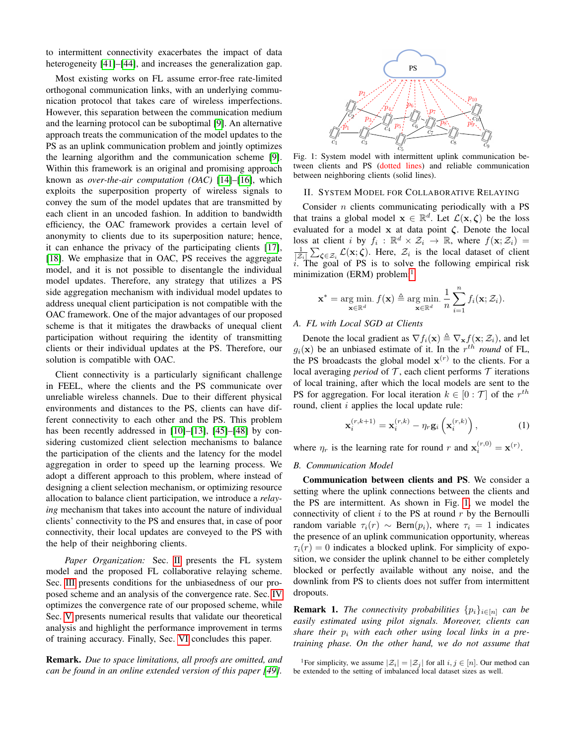to intermittent connectivity exacerbates the impact of data heterogeneity [41]–[44], and increases the generalization gap.

Most existing works on FL assume error-free rate-limited orthogonal communication links, with an underlying communication protocol that takes care of wireless imperfections. However, this separation between the communication medium and the learning protocol can be suboptimal [9]. An alternative approach treats the communication of the model updates to the PS as an uplink communication problem and jointly optimizes the learning algorithm and the communication scheme [9]. Within this framework is an original and promising approach known as *over-the-air computation (OAC)* [14]–[16], which exploits the superposition property of wireless signals to convey the sum of the model updates that are transmitted by each client in an uncoded fashion. In addition to bandwidth efficiency, the OAC framework provides a certain level of anonymity to clients due to its superposition nature; hence, it can enhance the privacy of the participating clients [17], [18]. We emphasize that in OAC, PS receives the aggregate model, and it is not possible to disentangle the individual model updates. Therefore, any strategy that utilizes a PS side aggregation mechanism with individual model updates to address unequal client participation is not compatible with the OAC framework. One of the major advantages of our proposed scheme is that it mitigates the drawbacks of unequal client participation without requiring the identity of transmitting clients or their individual updates at the PS. Therefore, our solution is compatible with OAC.

Client connectivity is a particularly significant challenge in FEEL, where the clients and the PS communicate over unreliable wireless channels. Due to their different physical environments and distances to the PS, clients can have different connectivity to each other and the PS. This problem has been recently addressed in [10]–[13], [45]–[48] by considering customized client selection mechanisms to balance the participation of the clients and the latency for the model aggregation in order to speed up the learning process. We adopt a different approach to this problem, where instead of designing a client selection mechanism, or optimizing resource allocation to balance client participation, we introduce a *relaying* mechanism that takes into account the nature of individual clients' connectivity to the PS and ensures that, in case of poor connectivity, their local updates are conveyed to the PS with the help of their neighboring clients.

*Paper Organization:* Sec. II presents the FL system model and the proposed FL collaborative relaying scheme. Sec. III presents conditions for the unbiasedness of our proposed scheme and an analysis of the convergence rate. Sec. IV optimizes the convergence rate of our proposed scheme, while Sec. V presents numerical results that validate our theoretical analysis and highlight the performance improvement in terms of training accuracy. Finally, Sec. VI concludes this paper.

**Remark.** *Due to space limitations, all proofs are omitted, and can be found in an online extended version of this paper [49].*

Fig. 1: System model with intermittent uplink communication between clients and PS (dotted lines) and reliable communication between neighboring clients (solid lines).

## II. System Model for Collaborative Relaying

Consider $n$ clients communicating periodically with a PS that trains a global model $\mathbf{x} \in \mathbb{R}^d$. Let $\mathcal{L}(\mathbf{x}, \boldsymbol{\zeta})$ be the loss evaluated for a model $\mathbf{x}$ at data point $\boldsymbol{\zeta}$. Denote the local loss at client $i$ by $f_i : \mathbb{R}^d \times \mathcal{Z}_i \to \mathbb{R}$, where $f(\mathbf{x}; \mathcal{Z}_i) = \frac{1}{|\mathcal{Z}_i|}\sum_{\boldsymbol{\zeta} \in \mathcal{Z}_i} \mathcal{L}(\mathbf{x}; \boldsymbol{\zeta})$. Here, $\mathcal{Z}_i$ is the local dataset of client $i$. The goal of PS is to solve the following empirical risk minimization (ERM) problem[1]

$$\mathbf{x}^* = \arg\min_{\mathbf{x} \in \mathbb{R}^d} f(\mathbf{x}) \triangleq \arg\min_{\mathbf{x} \in \mathbb{R}^d} \frac{1}{n}\sum_{i=1}^{n} f_i(\mathbf{x}; \mathcal{Z}_i).$$

### A. FL with Local SGD at Clients

Denote the local gradient as $\nabla f_i(\mathbf{x}) \triangleq \nabla_{\mathbf{x}} f(\mathbf{x}; \mathcal{Z}_i)$, and let $g_i(\mathbf{x})$ be an unbiased estimate of it. In the $r^{th}$ *round* of FL, the PS broadcasts the global model $\mathbf{x}^{(r)}$ to the clients. For a local averaging *period* of $\mathcal{T}$, each client performs $\mathcal{T}$ iterations of local training, after which the local models are sent to the PS for aggregation. For local iteration $k \in [0 : \mathcal{T}]$ of the $r^{th}$ round, client $i$ applies the local update rule:

$$\mathbf{x}_i^{(r,k+1)} = \mathbf{x}_i^{(r,k)} - \eta_r \mathbf{g}_i\left(\mathbf{x}_i^{(r,k)}\right), \tag{1}$$

where $\eta_r$ is the learning rate for round $r$ and $\mathbf{x}_i^{(r,0)} = \mathbf{x}^{(r)}$.

### B. Communication Model

**Communication between clients and PS.** We consider a setting where the uplink connections between the clients and the PS are intermittent. As shown in Fig. 1, we model the connectivity of client $i$ to the PS at round $r$ by the Bernoulli random variable $\tau_i(r) \sim \text{Bern}(p_i)$, where $\tau_i = 1$ indicates the presence of an uplink communication opportunity, whereas $\tau_i(r) = 0$ indicates a blocked uplink. For simplicity of exposition, we consider the uplink channel to be either completely blocked or perfectly available without any noise, and the downlink from PS to clients does not suffer from intermittent dropouts.

**Remark 1.** *The connectivity probabilities $\{p_i\}_{i \in [n]}$ can be easily estimated using pilot signals. Moreover, clients can share their $p_i$ with each other using local links in a pre-training phase. On the other hand, we do not assume that*

[1] For simplicity, we assume $|\mathcal{Z}_i| = |\mathcal{Z}_j|$ for all $i, j \in [n]$. Our method can be extended to the setting of imbalanced local dataset sizes as well.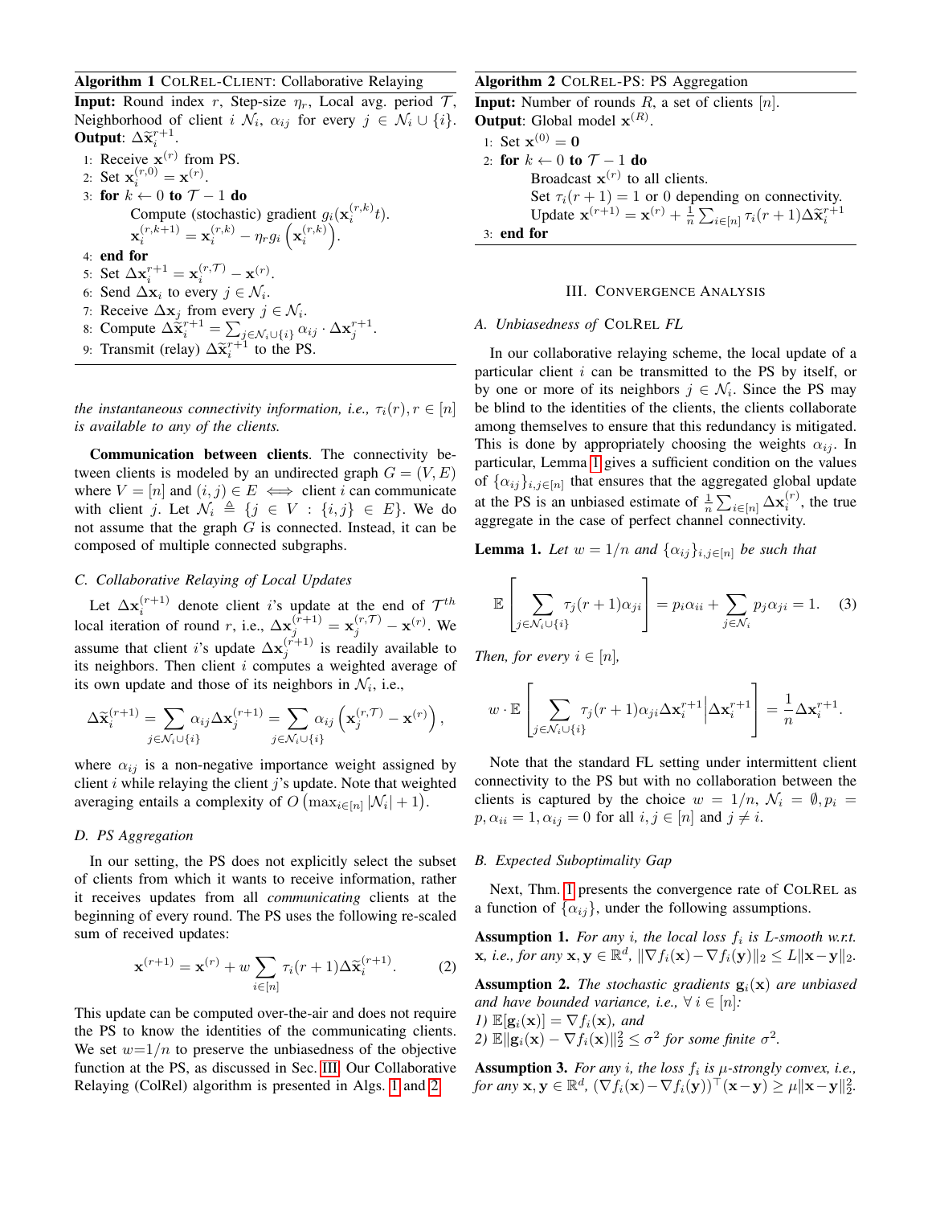**Algorithm 1** ColRel-Client: Collaborative Relaying

**Input:** Round index $r$, Step-size $\eta_r$, Local avg. period $\mathcal{T}$, Neighborhood of client $i$ $\mathcal{N}_i$, $\alpha_{ij}$ for every $j \in \mathcal{N}_i \cup \{i\}$.
**Output**: $\Delta\widetilde{\mathbf{x}}_i^{r+1}$.

1: Receive $\mathbf{x}^{(r)}$ from PS.
2: Set $\mathbf{x}_i^{(r,0)} = \mathbf{x}^{(r)}$.
3: **for** $k \leftarrow 0$ **to** $\mathcal{T} - 1$ **do**
  Compute (stochastic) gradient $g_i(\mathbf{x}_i^{(r,k)}t)$.
  $\mathbf{x}_i^{(r,k+1)} = \mathbf{x}_i^{(r,k)} - \eta_r g_i\left(\mathbf{x}_i^{(r,k)}\right)$.
4: **end for**
5: Set $\Delta\mathbf{x}_i^{r+1} = \mathbf{x}_i^{(r,\mathcal{T})} - \mathbf{x}^{(r)}$.
6: Send $\Delta\mathbf{x}_i$ to every $j \in \mathcal{N}_i$.
7: Receive $\Delta\mathbf{x}_j$ from every $j \in \mathcal{N}_i$.
8: Compute $\Delta\widetilde{\mathbf{x}}_i^{r+1} = \sum_{j \in \mathcal{N}_i \cup \{i\}} \alpha_{ij} \cdot \Delta\mathbf{x}_j^{r+1}$.
9: Transmit (relay) $\Delta\widetilde{\mathbf{x}}_i^{r+1}$ to the PS.

*the instantaneous connectivity information, i.e., $\tau_i(r), r \in [n]$ is available to any of the clients.*

**Communication between clients**. The connectivity between clients is modeled by an undirected graph $G = (V, E)$ where $V = [n]$ and $(i,j) \in E \iff$ client $i$ can communicate with client $j$. Let $\mathcal{N}_i \triangleq \{j \in V : \{i,j\} \in E\}$. We do not assume that the graph $G$ is connected. Instead, it can be composed of multiple connected subgraphs.

### C. Collaborative Relaying of Local Updates

Let $\Delta\mathbf{x}_i^{(r+1)}$ denote client $i$'s update at the end of $\mathcal{T}^{th}$ local iteration of round $r$, i.e., $\Delta\mathbf{x}_j^{(r+1)} = \mathbf{x}_j^{(r,\mathcal{T})} - \mathbf{x}^{(r)}$. We assume that client $i$'s update $\Delta\mathbf{x}_j^{(r+1)}$ is readily available to its neighbors. Then client $i$ computes a weighted average of its own update and those of its neighbors in $\mathcal{N}_i$, i.e.,

$$\Delta\widetilde{\mathbf{x}}_i^{(r+1)} = \sum_{j \in \mathcal{N}_i \cup \{i\}} \alpha_{ij} \Delta\mathbf{x}_j^{(r+1)} = \sum_{j \in \mathcal{N}_i \cup \{i\}} \alpha_{ij} \left(\mathbf{x}_j^{(r,\mathcal{T})} - \mathbf{x}^{(r)}\right),$$

where $\alpha_{ij}$ is a non-negative importance weight assigned by client $i$ while relaying the client $j$'s update. Note that weighted averaging entails a complexity of $O\left(\max_{i \in [n]} |\mathcal{N}_i| + 1\right)$.

### D. PS Aggregation

In our setting, the PS does not explicitly select the subset of clients from which it wants to receive information, rather it receives updates from all *communicating* clients at the beginning of every round. The PS uses the following re-scaled sum of received updates:

$$\mathbf{x}^{(r+1)} = \mathbf{x}^{(r)} + w \sum_{i \in [n]} \tau_i(r+1) \Delta\widetilde{\mathbf{x}}_i^{(r+1)}. \quad (2)$$

This update can be computed over-the-air and does not require the PS to know the identities of the communicating clients. We set $w{=}1/n$ to preserve the unbiasedness of the objective function at the PS, as discussed in Sec. III. Our Collaborative Relaying (ColRel) algorithm is presented in Algs. 1 and 2.

**Algorithm 2** ColRel-PS: PS Aggregation

**Input:** Number of rounds $R$, a set of clients $[n]$.
**Output**: Global model $\mathbf{x}^{(R)}$.

1: Set $\mathbf{x}^{(0)} = \mathbf{0}$
2: **for** $k \leftarrow 0$ **to** $\mathcal{T} - 1$ **do**
  Broadcast $\mathbf{x}^{(r)}$ to all clients.
  Set $\tau_i(r+1) = 1$ or $0$ depending on connectivity.
  Update $\mathbf{x}^{(r+1)} = \mathbf{x}^{(r)} + \frac{1}{n}\sum_{i \in [n]} \tau_i(r+1)\Delta\widetilde{\mathbf{x}}_i^{r+1}$
3: **end for**

## III. Convergence Analysis

### A. Unbiasedness of ColRel FL

In our collaborative relaying scheme, the local update of a particular client $i$ can be transmitted to the PS by itself, or by one or more of its neighbors $j \in \mathcal{N}_i$. Since the PS may be blind to the identities of the clients, the clients collaborate among themselves to ensure that this redundancy is mitigated. This is done by appropriately choosing the weights $\alpha_{ij}$. In particular, Lemma 1 gives a sufficient condition on the values of $\{\alpha_{ij}\}_{i,j \in [n]}$ that ensures that the aggregated global update at the PS is an unbiased estimate of $\frac{1}{n}\sum_{i \in [n]} \Delta\mathbf{x}_i^{(r)}$, the true aggregate in the case of perfect channel connectivity.

**Lemma 1.** *Let $w = 1/n$ and $\{\alpha_{ij}\}_{i,j \in [n]}$ be such that*

$$\mathbb{E}\left[\sum_{j \in \mathcal{N}_i \cup \{i\}} \tau_j(r+1)\alpha_{ji}\right] = p_i\alpha_{ii} + \sum_{j \in \mathcal{N}_i} p_j\alpha_{ji} = 1. \quad (3)$$

*Then, for every $i \in [n]$,*

$$w \cdot \mathbb{E}\left[\sum_{j \in \mathcal{N}_i \cup \{i\}} \tau_j(r+1)\alpha_{ji}\Delta\mathbf{x}_i^{r+1} \middle| \Delta\mathbf{x}_i^{r+1}\right] = \frac{1}{n}\Delta\mathbf{x}_i^{r+1}.$$

Note that the standard FL setting under intermittent client connectivity to the PS but with no collaboration between the clients is captured by the choice $w = 1/n$, $\mathcal{N}_i = \emptyset, p_i = p, \alpha_{ii} = 1, \alpha_{ij} = 0$ for all $i, j \in [n]$ and $j \neq i$.

### B. Expected Suboptimality Gap

Next, Thm. 1 presents the convergence rate of ColRel as a function of $\{\alpha_{ij}\}$, under the following assumptions.

**Assumption 1.** *For any $i$, the local loss $f_i$ is $L$-smooth w.r.t. $\mathbf{x}$, i.e., for any $\mathbf{x}, \mathbf{y} \in \mathbb{R}^d$, $\|\nabla f_i(\mathbf{x}) - \nabla f_i(\mathbf{y})\|_2 \leq L\|\mathbf{x} - \mathbf{y}\|_2$.*

**Assumption 2.** *The stochastic gradients $\mathbf{g}_i(\mathbf{x})$ are unbiased and have bounded variance, i.e., $\forall\, i \in [n]$:*
*1) $\mathbb{E}[\mathbf{g}_i(\mathbf{x})] = \nabla f_i(\mathbf{x})$, and*
*2) $\mathbb{E}\|\mathbf{g}_i(\mathbf{x}) - \nabla f_i(\mathbf{x})\|_2^2 \leq \sigma^2$ for some finite $\sigma^2$.*

**Assumption 3.** *For any $i$, the loss $f_i$ is $\mu$-strongly convex, i.e., for any $\mathbf{x}, \mathbf{y} \in \mathbb{R}^d$, $(\nabla f_i(\mathbf{x}) - \nabla f_i(\mathbf{y}))^\top(\mathbf{x} - \mathbf{y}) \geq \mu\|\mathbf{x} - \mathbf{y}\|_2^2$.*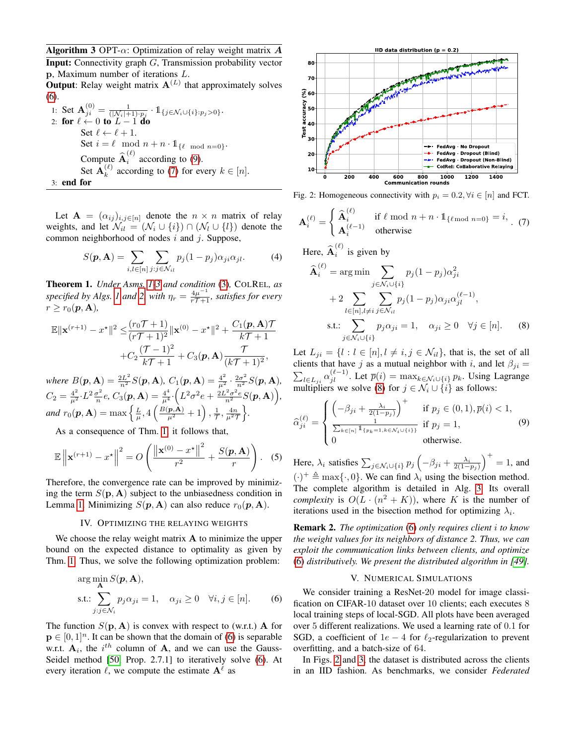**Algorithm 3** OPT-$\alpha$: Optimization of relay weight matrix $\mathbf{A}$

**Input:** Connectivity graph $G$, Transmission probability vector $\mathbf{p}$, Maximum number of iterations $L$.

**Output**: Relay weight matrix $\mathbf{A}^{(L)}$ that approximately solves (6).

1: Set $\mathbf{A}_{ji}^{(0)} = \frac{1}{(|\mathcal{N}_i|+1)\cdot p_j} \cdot \mathbb{1}_{\{j \in \mathcal{N}_i \cup \{i\}: p_j > 0\}}$.

2: **for** $\ell \leftarrow 0$ **to** $L-1$ **do**

   Set $\ell \leftarrow \ell + 1$.

   Set $i = \ell \mod n + n \cdot \mathbb{1}_{\{\ell \mod n = 0\}}$.

   Compute $\widehat{\mathbf{A}}_i^{(\ell)}$ according to (9).

   Set $\mathbf{A}_k^{(\ell)}$ according to (7) for every $k \in [n]$.

3: **end for**

Let $\mathbf{A} = (\alpha_{ij})_{i,j\in[n]}$ denote the $n \times n$ matrix of relay weights, and let $\mathcal{N}_{il} = (\mathcal{N}_i \cup \{i\}) \cap (\mathcal{N}_l \cup \{l\})$ denote the common neighborhood of nodes $i$ and $j$. Suppose,

$$S(\mathbf{p}, \mathbf{A}) = \sum_{i,l\in[n]} \sum_{j:j\in\mathcal{N}_{il}} p_j(1-p_j)\alpha_{ji}\alpha_{jl}. \tag{4}$$

**Theorem 1.** *Under Asms. 1-3 and condition (3), ColRel, as specified by Algs. 1 and 2, with $\eta_r = \frac{4\mu^{-1}}{r\mathcal{T}+1}$, satisfies for every $r \geq r_0(\mathbf{p}, \mathbf{A})$,*

$$\mathbb{E}\|\mathbf{x}^{(r+1)} - x^\star\|^2 \leq \frac{(r_0\mathcal{T}+1)^2}{(r\mathcal{T}+1)^2}\|\mathbf{x}^{(0)} - x^\star\|^2 + \frac{C_1(\mathbf{p},\mathbf{A})\mathcal{T}}{k\mathcal{T}+1} + C_2\frac{(\mathcal{T}-1)^2}{k\mathcal{T}+1} + C_3(\mathbf{p},\mathbf{A})\frac{\mathcal{T}}{(k\mathcal{T}+1)^2},$$

*where $B(\mathbf{p},\mathbf{A}) = \frac{2L^2}{n^2}S(\mathbf{p},\mathbf{A})$, $C_1(\mathbf{p},\mathbf{A}) = \frac{4^2}{\mu^2}\cdot\frac{2\sigma^2}{n^2}S(\mathbf{p},\mathbf{A})$, $C_2 = \frac{4^2}{\mu^2}\cdot L^2\frac{\sigma^2}{n}e$, $C_3(\mathbf{p},\mathbf{A}) = \frac{4^4}{\mu^4}\cdot\left(L^2\sigma^2 e + \frac{2L^2\sigma^2 e}{n^2}S(\mathbf{p},\mathbf{A})\right)$, and $r_0(\mathbf{p},\mathbf{A}) = \max\left\{\frac{L}{\mu}, 4\left(\frac{B(\mathbf{p},\mathbf{A})}{\mu^2}+1\right), \frac{1}{\mathcal{T}}, \frac{4n}{\mu^2\mathcal{T}}\right\}$.*

As a consequence of Thm. 1, it follows that,

$$\mathbb{E}\left\|\mathbf{x}^{(r+1)} - x^\star\right\|^2 = O\left(\frac{\left\|\mathbf{x}^{(0)} - x^\star\right\|^2}{r^2} + \frac{S(\mathbf{p},\mathbf{A})}{r}\right). \tag{5}$$

Therefore, the convergence rate can be improved by minimizing the term $S(\mathbf{p},\mathbf{A})$ subject to the unbiasedness condition in Lemma 1. Minimizing $S(\mathbf{p},\mathbf{A})$ can also reduce $r_0(\mathbf{p},\mathbf{A})$.

## IV. Optimizing the Relaying Weights

We choose the relay weight matrix $\mathbf{A}$ to minimize the upper bound on the expected distance to optimality as given by Thm. 1. Thus, we solve the following optimization problem:

$$\begin{aligned}&\arg\min_{\mathbf{A}} S(\mathbf{p},\mathbf{A}),\\ &\text{s.t.: } \sum_{j:j\in\mathcal{N}_i} p_j\alpha_{ji} = 1, \quad \alpha_{ji} \geq 0 \quad \forall i,j \in [n].\end{aligned} \tag{6}$$

The function $S(\mathbf{p},\mathbf{A})$ is convex with respect to (w.r.t.) $\mathbf{A}$ for $\mathbf{p} \in [0,1]^n$. It can be shown that the domain of (6) is separable w.r.t. $\mathbf{A}_i$, the $i^{th}$ column of $\mathbf{A}$, and we can use the Gauss-Seidel method [50, Prop. 2.7.1] to iteratively solve (6). At every iteration $\ell$, we compute the estimate $\mathbf{A}^\ell$ as

Fig. 2: Homogeneous connectivity with $p_i = 0.2, \forall i \in [n]$ and FCT.

$$\mathbf{A}_i^{(\ell)} = \begin{cases}\widehat{\mathbf{A}}_i^{(\ell)} & \text{if } \ell \bmod n + n\cdot\mathbb{1}_{\{\ell \bmod n = 0\}} = i,\\ \mathbf{A}_i^{(\ell-1)} & \text{otherwise}\end{cases}. \tag{7}$$

Here, $\widehat{\mathbf{A}}_i^{(\ell)}$ is given by

$$\begin{aligned}\widehat{\mathbf{A}}_i^{(\ell)} &= \arg\min \sum_{j\in\mathcal{N}_i\cup\{i\}} p_j(1-p_j)\alpha_{ji}^2\\ &\quad + 2\sum_{l\in[n],l\neq i}\sum_{j\in\mathcal{N}_{il}} p_j(1-p_j)\alpha_{ji}\alpha_{jl}^{(\ell-1)},\\ &\text{s.t.: } \sum_{j\in\mathcal{N}_i\cup\{i\}} p_j\alpha_{ji} = 1, \quad \alpha_{ji} \geq 0 \quad \forall j \in [n].\end{aligned} \tag{8}$$

Let $L_{ji} = \{l : l \in [n], l \neq i, j \in \mathcal{N}_{il}\}$, that is, the set of all clients that have $j$ as a mutual neighbor with $i$, and let $\beta_{ji} = \sum_{l\in L_{ji}} \alpha_{jl}^{(\ell-1)}$. Let $\overline{p}(i) = \max_{k\in\mathcal{N}_i\cup\{i\}} p_k$. Using Lagrange multipliers we solve (8) for $j \in \mathcal{N}_i \cup \{i\}$ as follows:

$$\widehat{\alpha}_{ji}^{(\ell)} = \begin{cases}\left(-\beta_{ji} + \frac{\lambda_i}{2(1-p_j)}\right)^+ & \text{if } p_j \in (0,1), \overline{p}(i) < 1,\\ \frac{1}{\sum_{k\in[n]}\mathbb{1}_{\{p_k=1,k\in\mathcal{N}_i\cup\{i\}\}}} & \text{if } p_j = 1,\\ 0 & \text{otherwise.}\end{cases} \tag{9}$$

Here, $\lambda_i$ satisfies $\sum_{j\in\mathcal{N}_i\cup\{i\}} p_j\left(-\beta_{ji} + \frac{\lambda_i}{2(1-p_j)}\right)^+ = 1$, and $(\cdot)^+ \triangleq \max\{\cdot, 0\}$. We can find $\lambda_i$ using the bisection method. The complete algorithm is detailed in Alg. 3. Its overall *complexity* is $O(L\cdot(n^2+K))$, where $K$ is the number of iterations used in the bisection method for optimizing $\lambda_i$.

**Remark 2.** *The optimization (6) only requires client $i$ to know the weight values for its neighbors of distance 2. Thus, we can exploit the communication links between clients, and optimize (6) distributively. We present the distributed algorithm in [49].*

## V. Numerical Simulations

We consider training a ResNet-20 model for image classification on CIFAR-10 dataset over 10 clients; each executes 8 local training steps of local-SGD. All plots have been averaged over 5 different realizations. We used a learning rate of 0.1 for SGD, a coefficient of 1e − 4 for $\ell_2$-regularization to prevent overfitting, and a batch-size of 64.

In Figs. 2 and 3, the dataset is distributed across the clients in an IID fashion. As benchmarks, we consider *Federated*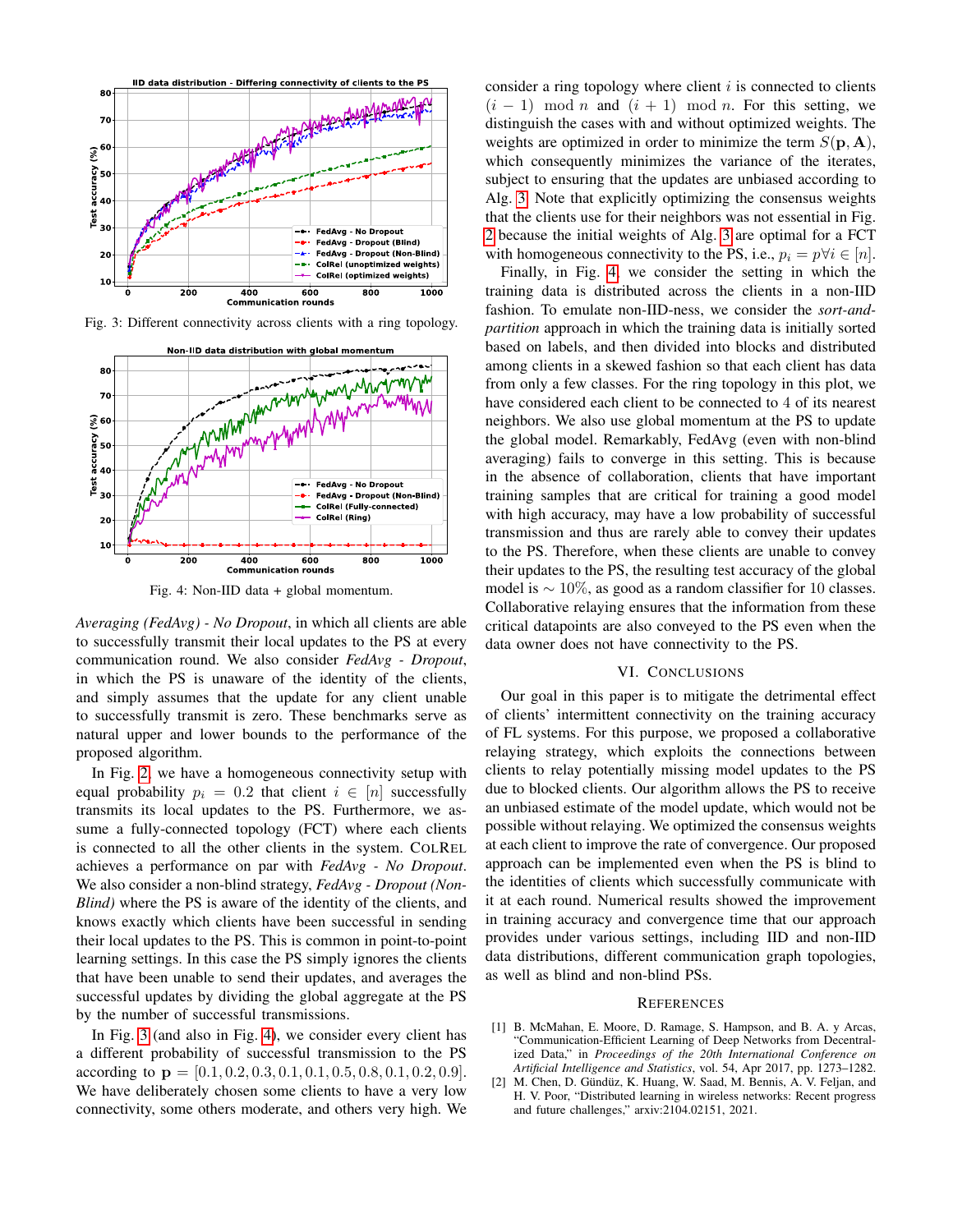Fig. 3: Different connectivity across clients with a ring topology.

Fig. 4: Non-IID data + global momentum.

*Averaging (FedAvg) - No Dropout*, in which all clients are able to successfully transmit their local updates to the PS at every communication round. We also consider *FedAvg - Dropout*, in which the PS is unaware of the identity of the clients, and simply assumes that the update for any client unable to successfully transmit is zero. These benchmarks serve as natural upper and lower bounds to the performance of the proposed algorithm.

In Fig. 2, we have a homogeneous connectivity setup with equal probability $p_i = 0.2$ that client $i \in [n]$ successfully transmits its local updates to the PS. Furthermore, we assume a fully-connected topology (FCT) where each clients is connected to all the other clients in the system. ColRel achieves a performance on par with *FedAvg - No Dropout*. We also consider a non-blind strategy, *FedAvg - Dropout (Non-Blind)* where the PS is aware of the identity of the clients, and knows exactly which clients have been successful in sending their local updates to the PS. This is common in point-to-point learning settings. In this case the PS simply ignores the clients that have been unable to send their updates, and averages the successful updates by dividing the global aggregate at the PS by the number of successful transmissions.

In Fig. 3 (and also in Fig. 4), we consider every client has a different probability of successful transmission to the PS according to $\mathbf{p} = [0.1, 0.2, 0.3, 0.1, 0.1, 0.5, 0.8, 0.1, 0.2, 0.9]$. We have deliberately chosen some clients to have a very low connectivity, some others moderate, and others very high. We consider a ring topology where client $i$ is connected to clients $(i-1) \mod n$ and $(i+1) \mod n$. For this setting, we distinguish the cases with and without optimized weights. The weights are optimized in order to minimize the term $S(\mathbf{p}, \mathbf{A})$, which consequently minimizes the variance of the iterates, subject to ensuring that the updates are unbiased according to Alg. 3. Note that explicitly optimizing the consensus weights that the clients use for their neighbors was not essential in Fig. 2 because the initial weights of Alg. 3 are optimal for a FCT with homogeneous connectivity to the PS, i.e., $p_i = p \forall i \in [n]$.

Finally, in Fig. 4, we consider the setting in which the training data is distributed across the clients in a non-IID fashion. To emulate non-IID-ness, we consider the *sort-and-partition* approach in which the training data is initially sorted based on labels, and then divided into blocks and distributed among clients in a skewed fashion so that each client has data from only a few classes. For the ring topology in this plot, we have considered each client to be connected to 4 of its nearest neighbors. We also use global momentum at the PS to update the global model. Remarkably, FedAvg (even with non-blind averaging) fails to converge in this setting. This is because in the absence of collaboration, clients that have important training samples that are critical for training a good model with high accuracy, may have a low probability of successful transmission and thus are rarely able to convey their updates to the PS. Therefore, when these clients are unable to convey their updates to the PS, the resulting test accuracy of the global model is $\sim 10\%$, as good as a random classifier for 10 classes. Collaborative relaying ensures that the information from these critical datapoints are also conveyed to the PS even when the data owner does not have connectivity to the PS.

## VI. Conclusions

Our goal in this paper is to mitigate the detrimental effect of clients' intermittent connectivity on the training accuracy of FL systems. For this purpose, we proposed a collaborative relaying strategy, which exploits the connections between clients to relay potentially missing model updates to the PS due to blocked clients. Our algorithm allows the PS to receive an unbiased estimate of the model update, which would not be possible without relaying. We optimized the consensus weights at each client to improve the rate of convergence. Our proposed approach can be implemented even when the PS is blind to the identities of clients which successfully communicate with it at each round. Numerical results showed the improvement in training accuracy and convergence time that our approach provides under various settings, including IID and non-IID data distributions, different communication graph topologies, as well as blind and non-blind PSs.

## References

[1] B. McMahan, E. Moore, D. Ramage, S. Hampson, and B. A. y Arcas, "Communication-Efficient Learning of Deep Networks from Decentralized Data," in *Proceedings of the 20th International Conference on Artificial Intelligence and Statistics*, vol. 54, Apr 2017, pp. 1273–1282.

[2] M. Chen, D. Gündüz, K. Huang, W. Saad, M. Bennis, A. V. Feljan, and H. V. Poor, "Distributed learning in wireless networks: Recent progress and future challenges," arxiv:2104.02151, 2021.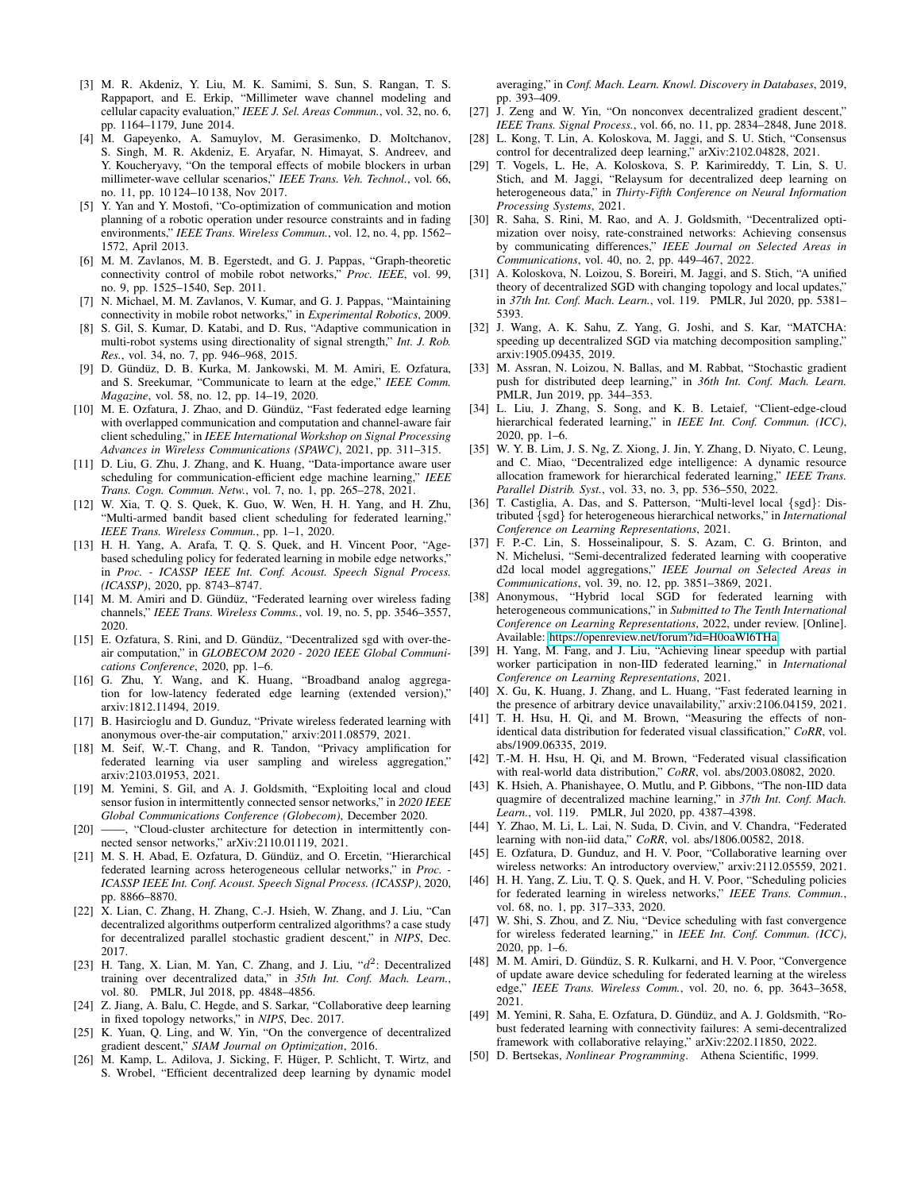[3] M. R. Akdeniz, Y. Liu, M. K. Samimi, S. Sun, S. Rangan, T. S. Rappaport, and E. Erkip, "Millimeter wave channel modeling and cellular capacity evaluation," *IEEE J. Sel. Areas Commun.*, vol. 32, no. 6, pp. 1164–1179, June 2014.

[4] M. Gapeyenko, A. Samuylov, M. Gerasimenko, D. Moltchanov, S. Singh, M. R. Akdeniz, E. Aryafar, N. Himayat, S. Andreev, and Y. Koucheryavy, "On the temporal effects of mobile blockers in urban millimeter-wave cellular scenarios," *IEEE Trans. Veh. Technol.*, vol. 66, no. 11, pp. 10 124–10 138, Nov 2017.

[5] Y. Yan and Y. Mostofi, "Co-optimization of communication and motion planning of a robotic operation under resource constraints and in fading environments," *IEEE Trans. Wireless Commun.*, vol. 12, no. 4, pp. 1562–1572, April 2013.

[6] M. M. Zavlanos, M. B. Egerstedt, and G. J. Pappas, "Graph-theoretic connectivity control of mobile robot networks," *Proc. IEEE*, vol. 99, no. 9, pp. 1525–1540, Sep. 2011.

[7] N. Michael, M. M. Zavlanos, V. Kumar, and G. J. Pappas, "Maintaining connectivity in mobile robot networks," in *Experimental Robotics*, 2009.

[8] S. Gil, S. Kumar, D. Katabi, and D. Rus, "Adaptive communication in multi-robot systems using directionality of signal strength," *Int. J. Rob. Res.*, vol. 34, no. 7, pp. 946–968, 2015.

[9] D. Gündüz, D. B. Kurka, M. Jankowski, M. M. Amiri, E. Ozfatura, and S. Sreekumar, "Communicate to learn at the edge," *IEEE Comm. Magazine*, vol. 58, no. 12, pp. 14–19, 2020.

[10] M. E. Ozfatura, J. Zhao, and D. Gündüz, "Fast federated edge learning with overlapped communication and computation and channel-aware fair client scheduling," in *IEEE International Workshop on Signal Processing Advances in Wireless Communications (SPAWC)*, 2021, pp. 311–315.

[11] D. Liu, G. Zhu, J. Zhang, and K. Huang, "Data-importance aware user scheduling for communication-efficient edge machine learning," *IEEE Trans. Cogn. Commun. Netw.*, vol. 7, no. 1, pp. 265–278, 2021.

[12] W. Xia, T. Q. S. Quek, K. Guo, W. Wen, H. H. Yang, and H. Zhu, "Multi-armed bandit based client scheduling for federated learning," *IEEE Trans. Wireless Commun.*, pp. 1–1, 2020.

[13] H. H. Yang, A. Arafa, T. Q. S. Quek, and H. Vincent Poor, "Age-based scheduling policy for federated learning in mobile edge networks," in *Proc. - ICASSP IEEE Int. Conf. Acoust. Speech Signal Process. (ICASSP)*, 2020, pp. 8743–8747.

[14] M. M. Amiri and D. Gündüz, "Federated learning over wireless fading channels," *IEEE Trans. Wireless Comms.*, vol. 19, no. 5, pp. 3546–3557, 2020.

[15] E. Ozfatura, S. Rini, and D. Gündüz, "Decentralized sgd with over-the-air computation," in *GLOBECOM 2020 - 2020 IEEE Global Communications Conference*, 2020, pp. 1–6.

[16] G. Zhu, Y. Wang, and K. Huang, "Broadband analog aggregation for low-latency federated edge learning (extended version)," arxiv:1812.11494, 2019.

[17] B. Hasircioglu and D. Gunduz, "Private wireless federated learning with anonymous over-the-air computation," arxiv:2011.08579, 2021.

[18] M. Seif, W.-T. Chang, and R. Tandon, "Privacy amplification for federated learning via user sampling and wireless aggregation," arxiv:2103.01953, 2021.

[19] M. Yemini, S. Gil, and A. J. Goldsmith, "Exploiting local and cloud sensor fusion in intermittently connected sensor networks," in *2020 IEEE Global Communications Conference (Globecom)*, December 2020.

[20] ——, "Cloud-cluster architecture for detection in intermittently connected sensor networks," arXiv:2110.01119, 2021.

[21] M. S. H. Abad, E. Ozfatura, D. Gündüz, and O. Ercetin, "Hierarchical federated learning across heterogeneous cellular networks," in *Proc. - ICASSP IEEE Int. Conf. Acoust. Speech Signal Process. (ICASSP)*, 2020, pp. 8866–8870.

[22] X. Lian, C. Zhang, H. Zhang, C.-J. Hsieh, W. Zhang, and J. Liu, "Can decentralized algorithms outperform centralized algorithms? a case study for decentralized parallel stochastic gradient descent," in *NIPS*, Dec. 2017.

[23] H. Tang, X. Lian, M. Yan, C. Zhang, and J. Liu, "$d^2$: Decentralized training over decentralized data," in *35th Int. Conf. Mach. Learn.*, vol. 80. PMLR, Jul 2018, pp. 4848–4856.

[24] Z. Jiang, A. Balu, C. Hegde, and S. Sarkar, "Collaborative deep learning in fixed topology networks," in *NIPS*, Dec. 2017.

[25] K. Yuan, Q. Ling, and W. Yin, "On the convergence of decentralized gradient descent," *SIAM Journal on Optimization*, 2016.

[26] M. Kamp, L. Adilova, J. Sicking, F. Hüger, P. Schlicht, T. Wirtz, and S. Wrobel, "Efficient decentralized deep learning by dynamic model averaging," in *Conf. Mach. Learn. Knowl. Discovery in Databases*, 2019, pp. 393–409.

[27] J. Zeng and W. Yin, "On nonconvex decentralized gradient descent," *IEEE Trans. Signal Process.*, vol. 66, no. 11, pp. 2834–2848, June 2018.

[28] L. Kong, T. Lin, A. Koloskova, M. Jaggi, and S. U. Stich, "Consensus control for decentralized deep learning," arXiv:2102.04828, 2021.

[29] T. Vogels, L. He, A. Koloskova, S. P. Karimireddy, T. Lin, S. U. Stich, and M. Jaggi, "Relaysum for decentralized deep learning on heterogeneous data," in *Thirty-Fifth Conference on Neural Information Processing Systems*, 2021.

[30] R. Saha, S. Rini, M. Rao, and A. J. Goldsmith, "Decentralized optimization over noisy, rate-constrained networks: Achieving consensus by communicating differences," *IEEE Journal on Selected Areas in Communications*, vol. 40, no. 2, pp. 449–467, 2022.

[31] A. Koloskova, N. Loizou, S. Boreiri, M. Jaggi, and S. Stich, "A unified theory of decentralized SGD with changing topology and local updates," in *37th Int. Conf. Mach. Learn.*, vol. 119. PMLR, Jul 2020, pp. 5381–5393.

[32] J. Wang, A. K. Sahu, Z. Yang, G. Joshi, and S. Kar, "MATCHA: speeding up decentralized SGD via matching decomposition sampling," arxiv:1905.09435, 2019.

[33] M. Assran, N. Loizou, N. Ballas, and M. Rabbat, "Stochastic gradient push for distributed deep learning," in *36th Int. Conf. Mach. Learn.* PMLR, Jun 2019, pp. 344–353.

[34] L. Liu, J. Zhang, S. Song, and K. B. Letaief, "Client-edge-cloud hierarchical federated learning," in *IEEE Int. Conf. Commun. (ICC)*, 2020, pp. 1–6.

[35] W. Y. B. Lim, J. S. Ng, Z. Xiong, J. Jin, Y. Zhang, D. Niyato, C. Leung, and C. Miao, "Decentralized edge intelligence: A dynamic resource allocation framework for hierarchical federated learning," *IEEE Trans. Parallel Distrib. Syst.*, vol. 33, no. 3, pp. 536–550, 2022.

[36] T. Castiglia, A. Das, and S. Patterson, "Multi-level local {sgd}: Distributed {sgd} for heterogeneous hierarchical networks," in *International Conference on Learning Representations*, 2021.

[37] F. P.-C. Lin, S. Hosseinalipour, S. S. Azam, C. G. Brinton, and N. Michelusi, "Semi-decentralized federated learning with cooperative d2d local model aggregations," *IEEE Journal on Selected Areas in Communications*, vol. 39, no. 12, pp. 3851–3869, 2021.

[38] Anonymous, "Hybrid local SGD for federated learning with heterogeneous communications," in *Submitted to The Tenth International Conference on Learning Representations*, 2022, under review. [Online]. Available: https://openreview.net/forum?id=H0oaWl6THa

[39] H. Yang, M. Fang, and J. Liu, "Achieving linear speedup with partial worker participation in non-IID federated learning," in *International Conference on Learning Representations*, 2021.

[40] X. Gu, K. Huang, J. Zhang, and L. Huang, "Fast federated learning in the presence of arbitrary device unavailability," arxiv:2106.04159, 2021.

[41] T. H. Hsu, H. Qi, and M. Brown, "Measuring the effects of non-identical data distribution for federated visual classification," *CoRR*, vol. abs/1909.06335, 2019.

[42] T.-M. H. Hsu, H. Qi, and M. Brown, "Federated visual classification with real-world data distribution," *CoRR*, vol. abs/2003.08082, 2020.

[43] K. Hsieh, A. Phanishayee, O. Mutlu, and P. Gibbons, "The non-IID data quagmire of decentralized machine learning," in *37th Int. Conf. Mach. Learn.*, vol. 119. PMLR, Jul 2020, pp. 4387–4398.

[44] Y. Zhao, M. Li, L. Lai, N. Suda, D. Civin, and V. Chandra, "Federated learning with non-iid data," *CoRR*, vol. abs/1806.00582, 2018.

[45] E. Ozfatura, D. Gunduz, and H. V. Poor, "Collaborative learning over wireless networks: An introductory overview," arxiv:2112.05559, 2021.

[46] H. H. Yang, Z. Liu, T. Q. S. Quek, and H. V. Poor, "Scheduling policies for federated learning in wireless networks," *IEEE Trans. Commun.*, vol. 68, no. 1, pp. 317–333, 2020.

[47] W. Shi, S. Zhou, and Z. Niu, "Device scheduling with fast convergence for wireless federated learning," in *IEEE Int. Conf. Commun. (ICC)*, 2020, pp. 1–6.

[48] M. M. Amiri, D. Gündüz, S. R. Kulkarni, and H. V. Poor, "Convergence of update aware device scheduling for federated learning at the wireless edge," *IEEE Trans. Wireless Comm.*, vol. 20, no. 6, pp. 3643–3658, 2021.

[49] M. Yemini, R. Saha, E. Ozfatura, D. Gündüz, and A. J. Goldsmith, "Robust federated learning with connectivity failures: A semi-decentralized framework with collaborative relaying," arXiv:2202.11850, 2022.

[50] D. Bertsekas, *Nonlinear Programming*. Athena Scientific, 1999.